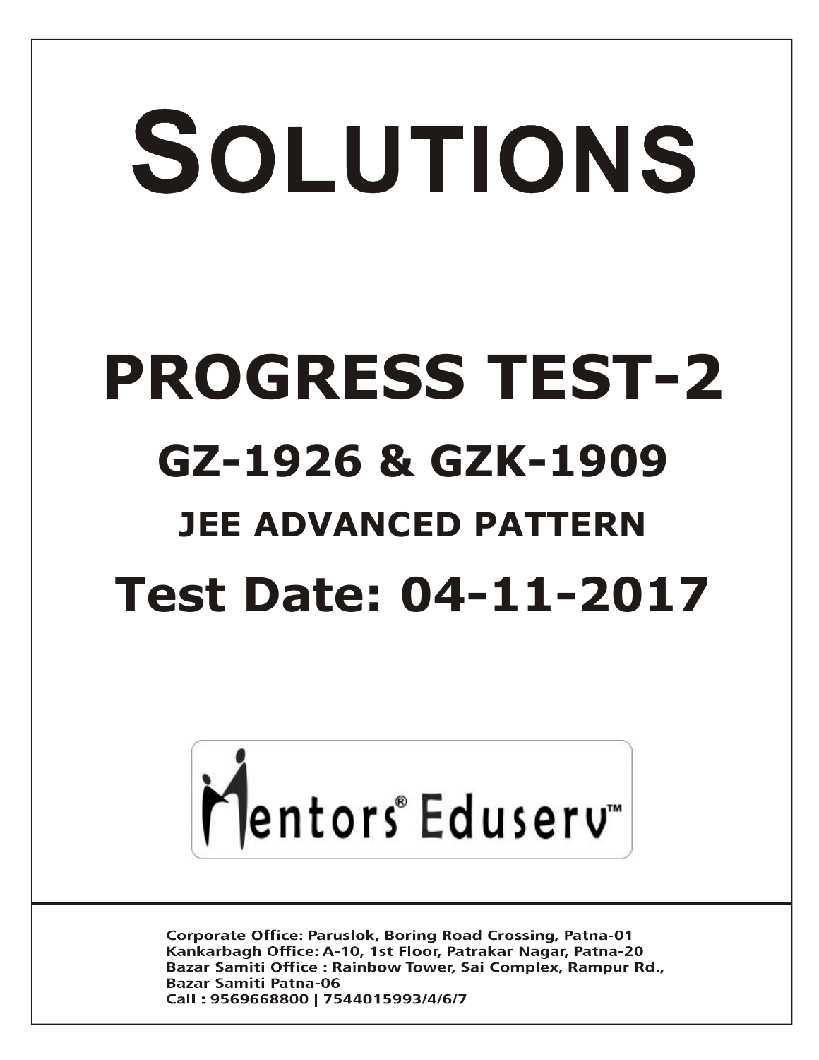# SOLUTIONS

# PROGRESS TEST-2

## GZ-1926 & GZK-1909

### JEE ADVANCED PATTERN

## Test Date: 04-11-2017

Mentors® Eduserv™

Corporate Office: Paruslok, Boring Road Crossing, Patna-01
Kankarbagh Office: A-10, 1st Floor, Patrakar Nagar, Patna-20
Bazar Samiti Office : Rainbow Tower, Sai Complex, Rampur Rd., Bazar Samiti Patna-06
Call : 9569668800 | 7544015993/4/6/7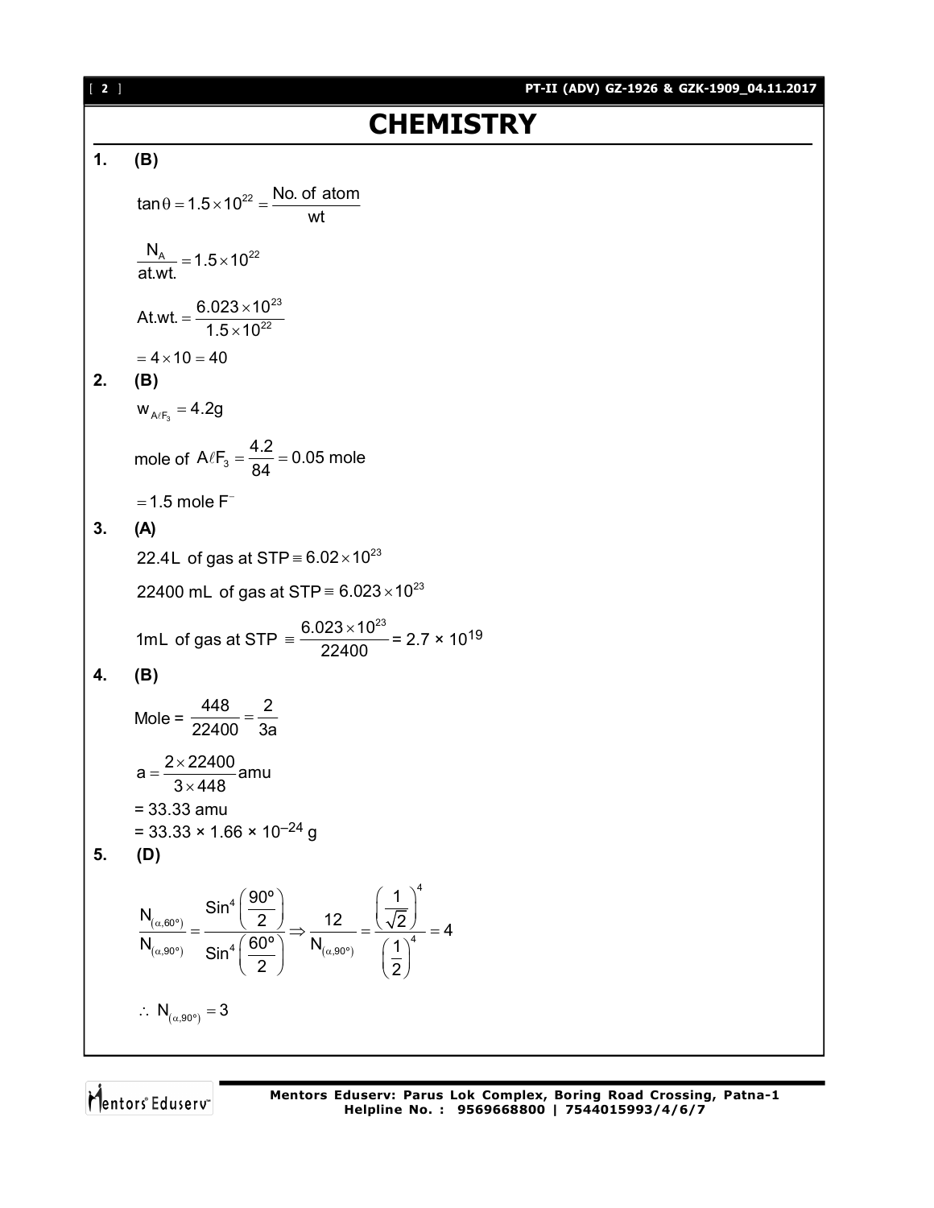# CHEMISTRY

**1. (B)**

$$\tan\theta = 1.5\times10^{22} = \frac{\text{No. of atom}}{\text{wt}}$$

$$\frac{N_A}{\text{at.wt.}} = 1.5\times10^{22}$$

$$\text{At.wt.} = \frac{6.023\times10^{23}}{1.5\times10^{22}}$$

$$= 4\times10 = 40$$

**2. (B)**

$$w_{A\ell F_3} = 4.2\text{g}$$

$$\text{mole of } A\ell F_3 = \frac{4.2}{84} = 0.05 \text{ mole}$$

$$= 1.5 \text{ mole } F^-$$

**3. (A)**

$$22.4\text{L of gas at STP} \equiv 6.02\times10^{23}$$

$$22400 \text{ mL of gas at STP} \equiv 6.023\times10^{23}$$

$$1\text{mL of gas at STP} \equiv \frac{6.023\times10^{23}}{22400} = 2.7\times10^{19}$$

**4. (B)**

$$\text{Mole} = \frac{448}{22400} = \frac{2}{3a}$$

$$a = \frac{2\times22400}{3\times448}\text{amu}$$

$= 33.33$ amu

$= 33.33 \times 1.66 \times 10^{-24}$ g

**5. (D)**

$$\frac{N_{(\alpha,60^\circ)}}{N_{(\alpha,90^\circ)}} = \frac{\text{Sin}^4\left(\frac{90^\circ}{2}\right)}{\text{Sin}^4\left(\frac{60^\circ}{2}\right)} \Rightarrow \frac{12}{N_{(\alpha,90^\circ)}} = \frac{\left(\frac{1}{\sqrt{2}}\right)^4}{\left(\frac{1}{2}\right)^4} = 4$$

$$\therefore N_{(\alpha,90^\circ)} = 3$$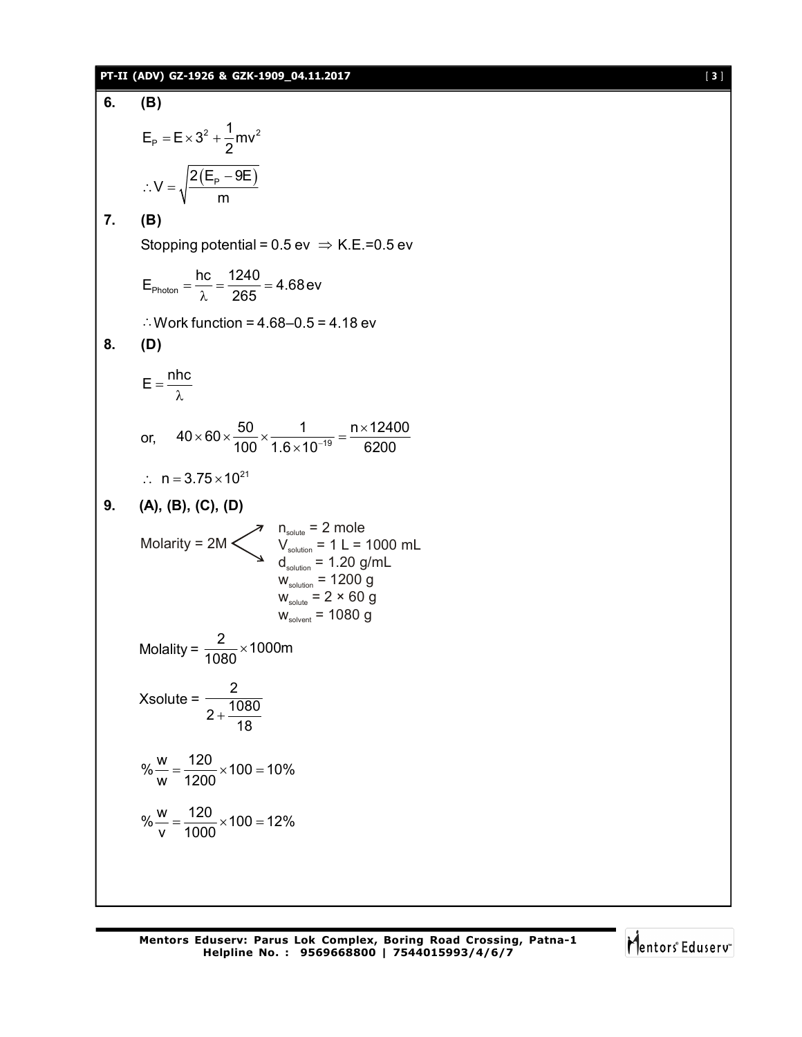**6.** **(B)**

$$E_P = E \times 3^2 + \frac{1}{2}mv^2$$

$$\therefore V = \sqrt{\frac{2(E_P - 9E)}{m}}$$

**7.** **(B)**

Stopping potential = 0.5 ev $\Rightarrow$ K.E.=0.5 ev

$$E_{Photon} = \frac{hc}{\lambda} = \frac{1240}{265} = 4.68\,\text{ev}$$

$\therefore$ Work function = 4.68–0.5 = 4.18 ev

**8.** **(D)**

$$E = \frac{nhc}{\lambda}$$

or, $$40 \times 60 \times \frac{50}{100} \times \frac{1}{1.6 \times 10^{-19}} = \frac{n \times 12400}{6200}$$

$$\therefore\ n = 3.75 \times 10^{21}$$

**9.** **(A), (B), (C), (D)**

Molarity = 2M →
- $n_{solute}$ = 2 mole
- $V_{solution}$ = 1 L = 1000 mL
- $d_{solution}$ = 1.20 g/mL
- $w_{solution}$ = 1200 g
- $w_{solute}$ = 2 × 60 g
- $w_{solvent}$ = 1080 g

Molality = $\frac{2}{1080} \times 1000\text{m}$

Xsolute = $\frac{2}{2 + \frac{1080}{18}}$

$$\%\frac{w}{w} = \frac{120}{1200} \times 100 = 10\%$$

$$\%\frac{w}{v} = \frac{120}{1000} \times 100 = 12\%$$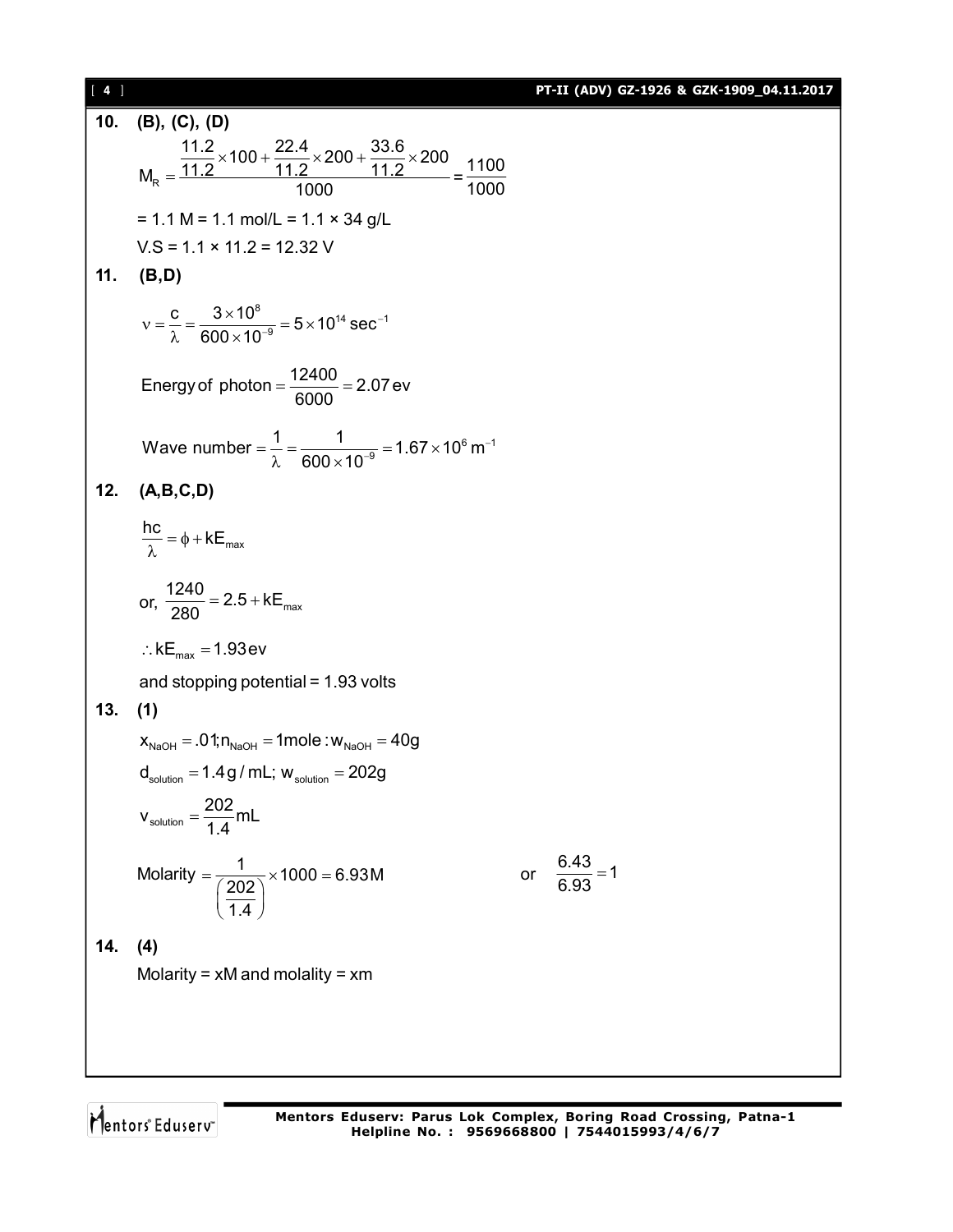**10. (B), (C), (D)**

$$M_R = \frac{\frac{11.2}{11.2}\times 100 + \frac{22.4}{11.2}\times 200 + \frac{33.6}{11.2}\times 200}{1000} = \frac{1100}{1000}$$

= 1.1 M = 1.1 mol/L = 1.1 × 34 g/L

V.S = 1.1 × 11.2 = 12.32 V

**11. (B,D)**

$$\nu = \frac{c}{\lambda} = \frac{3\times 10^{8}}{600\times 10^{-9}} = 5\times 10^{14}\,\text{sec}^{-1}$$

$$\text{Energy of photon} = \frac{12400}{6000} = 2.07\,\text{ev}$$

$$\text{Wave number} = \frac{1}{\lambda} = \frac{1}{600\times 10^{-9}} = 1.67\times 10^{6}\,\text{m}^{-1}$$

**12. (A,B,C,D)**

$$\frac{hc}{\lambda} = \phi + kE_{max}$$

$$\text{or, } \frac{1240}{280} = 2.5 + kE_{max}$$

$$\therefore kE_{max} = 1.93\,\text{ev}$$

and stopping potential = 1.93 volts

**13. (1)**

$x_{NaOH} = .01; n_{NaOH} = 1\text{mole} : w_{NaOH} = 40\text{g}$

$d_{solution} = 1.4\,\text{g/mL};\ w_{solution} = 202\text{g}$

$$v_{solution} = \frac{202}{1.4}\text{mL}$$

$$\text{Molarity} = \frac{1}{\left(\frac{202}{1.4}\right)}\times 1000 = 6.93\text{M} \qquad \text{or} \quad \frac{6.43}{6.93} = 1$$

**14. (4)**

Molarity = xM and molality = xm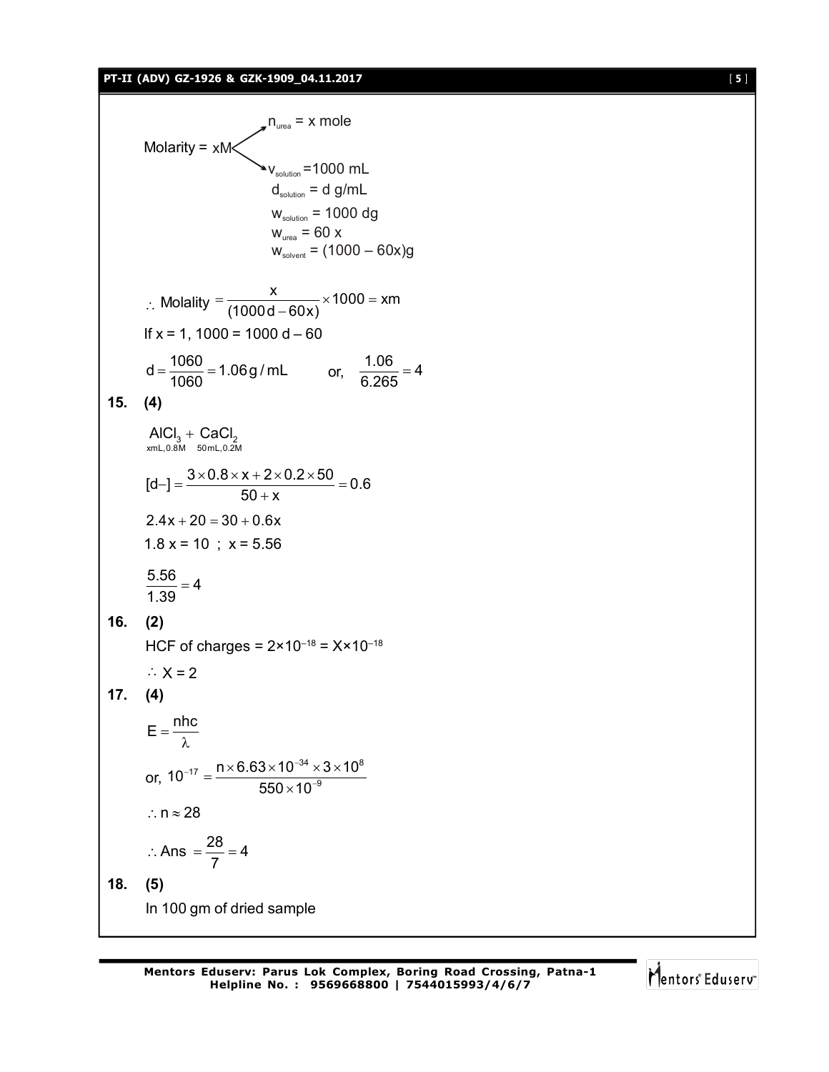Molarity = xM, with

- $n_{urea}$ = x mole
- $v_{solution}$ = 1000 mL
- $d_{solution}$ = d g/mL
- $w_{solution}$ = 1000 dg
- $w_{urea}$ = 60 x
- $w_{solvent}$ = (1000 – 60x)g

$$\therefore \text{Molality} = \frac{x}{(1000d - 60x)} \times 1000 = xm$$

If x = 1, 1000 = 1000 d – 60

$$d = \frac{1060}{1060} = 1.06\,g/mL \qquad \text{or,} \quad \frac{1.06}{6.265} = 4$$

**15. (4)**

$$\underset{xmL, 0.8M}{AlCl_3} + \underset{50mL, 0.2M}{CaCl_2}$$

$$[d-] = \frac{3 \times 0.8 \times x + 2 \times 0.2 \times 50}{50 + x} = 0.6$$

$$2.4x + 20 = 30 + 0.6x$$

1.8 x = 10 ; x = 5.56

$$\frac{5.56}{1.39} = 4$$

**16. (2)**

HCF of charges = $2 \times 10^{-18} = X \times 10^{-18}$

$\therefore X = 2$

**17. (4)**

$$E = \frac{nhc}{\lambda}$$

$$\text{or, } 10^{-17} = \frac{n \times 6.63 \times 10^{-34} \times 3 \times 10^{8}}{550 \times 10^{-9}}$$

$\therefore n \approx 28$

$$\therefore \text{Ans} = \frac{28}{7} = 4$$

**18. (5)**

In 100 gm of dried sample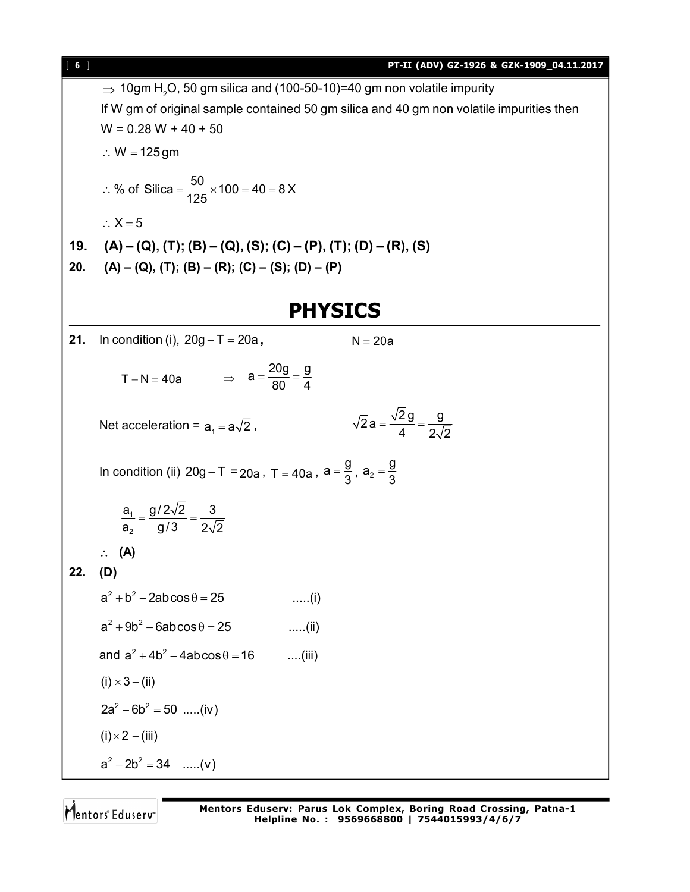$\Rightarrow$ 10gm $H_2O$, 50 gm silica and (100-50-10)=40 gm non volatile impurity

If W gm of original sample contained 50 gm silica and 40 gm non volatile impurities then

W = 0.28 W + 40 + 50

$\therefore W = 125\,gm$

$\therefore$ % of Silica $= \frac{50}{125} \times 100 = 40 = 8X$

$\therefore X = 5$

**19.** **(A) – (Q), (T); (B) – (Q), (S); (C) – (P), (T); (D) – (R), (S)**

**20.** **(A) – (Q), (T); (B) – (R); (C) – (S); (D) – (P)**

# PHYSICS

**21.** In condition (i), $20g - T = 20a$**,** $N = 20a$

$T - N = 40a \quad \Rightarrow \quad a = \frac{20g}{80} = \frac{g}{4}$

Net acceleration = $a_1 = a\sqrt{2}$, $\quad \sqrt{2}a = \frac{\sqrt{2}g}{4} = \frac{g}{2\sqrt{2}}$

In condition (ii) $20g - T = 20a$, $T = 40a$, $a = \frac{g}{3}$, $a_2 = \frac{g}{3}$

$\frac{a_1}{a_2} = \frac{g/2\sqrt{2}}{g/3} = \frac{3}{2\sqrt{2}}$

$\therefore$ **(A)**

**22.** **(D)**

$a^2 + b^2 - 2ab\cos\theta = 25$ .....(i)

$a^2 + 9b^2 - 6ab\cos\theta = 25$ .....(ii)

and $a^2 + 4b^2 - 4ab\cos\theta = 16$ ....(iii)

$(i) \times 3 - (ii)$

$2a^2 - 6b^2 = 50$ .....(iv)

$(i) \times 2 - (iii)$

$a^2 - 2b^2 = 34$ .....(v)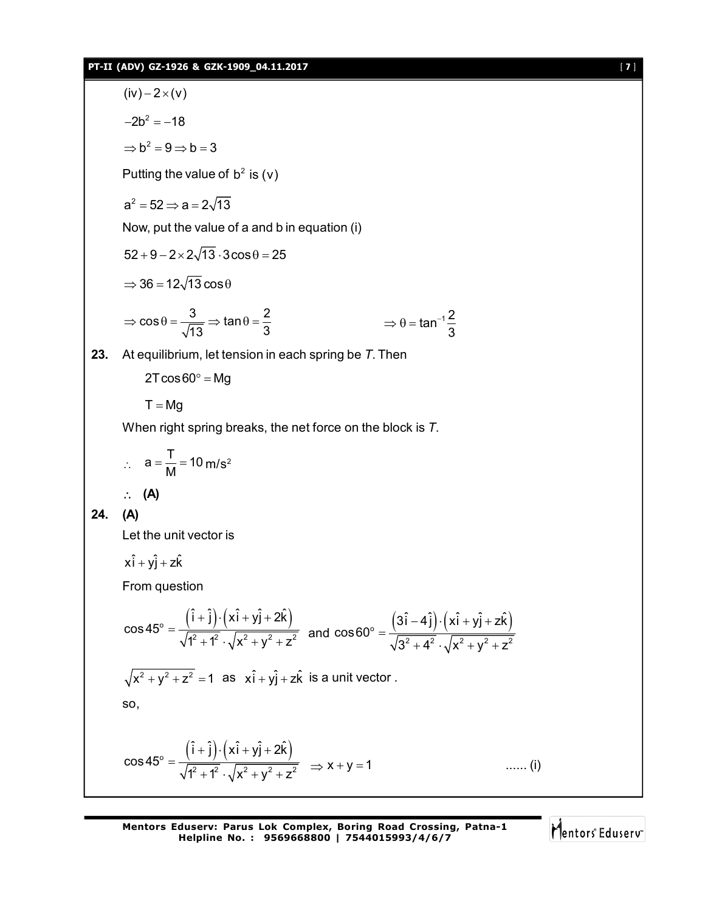$(iv) - 2 \times (v)$

$-2b^2 = -18$

$\Rightarrow b^2 = 9 \Rightarrow b = 3$

Putting the value of $b^2$ is (v)

$a^2 = 52 \Rightarrow a = 2\sqrt{13}$

Now, put the value of a and b in equation (i)

$52 + 9 - 2 \times 2\sqrt{13} \cdot 3\cos\theta = 25$

$\Rightarrow 36 = 12\sqrt{13}\cos\theta$

$\Rightarrow \cos\theta = \dfrac{3}{\sqrt{13}} \Rightarrow \tan\theta = \dfrac{2}{3}$ $\qquad\qquad \Rightarrow \theta = \tan^{-1}\dfrac{2}{3}$

**23.** At equilibrium, let tension in each spring be *T*. Then

$2T\cos 60^\circ = Mg$

$T = Mg$

When right spring breaks, the net force on the block is *T*.

$\therefore \quad a = \dfrac{T}{M} = 10 \text{ m/s}^2$

$\therefore$ **(A)**

**24.** **(A)**

Let the unit vector is

$x\hat{i} + y\hat{j} + z\hat{k}$

From question

$$\cos 45^\circ = \frac{(\hat{i} + \hat{j}) \cdot (x\hat{i} + y\hat{j} + 2\hat{k})}{\sqrt{1^2 + 1^2} \cdot \sqrt{x^2 + y^2 + z^2}} \text{ and } \cos 60^\circ = \frac{(3\hat{i} - 4\hat{j}) \cdot (x\hat{i} + y\hat{j} + z\hat{k})}{\sqrt{3^2 + 4^2} \cdot \sqrt{x^2 + y^2 + z^2}}$$

$\sqrt{x^2 + y^2 + z^2} = 1$ as $x\hat{i} + y\hat{j} + z\hat{k}$ is a unit vector .

so,

$$\cos 45^\circ = \frac{(\hat{i} + \hat{j}) \cdot (x\hat{i} + y\hat{j} + 2\hat{k})}{\sqrt{1^2 + 1^2} \cdot \sqrt{x^2 + y^2 + z^2}} \Rightarrow x + y = 1 \qquad \text{...... (i)}$$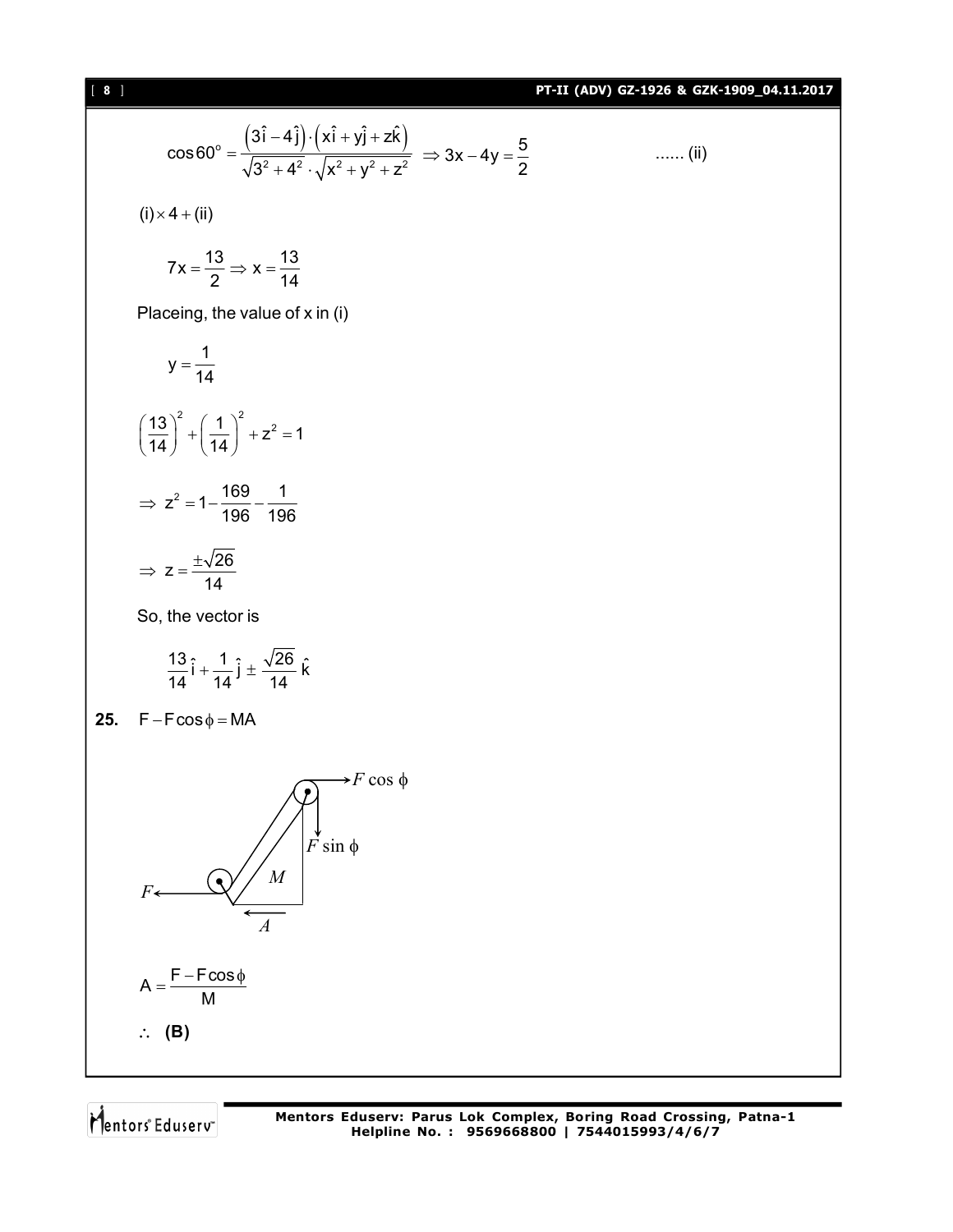$$\cos 60^\circ = \frac{\left(3\hat{i} - 4\hat{j}\right)\cdot\left(x\hat{i} + y\hat{j} + z\hat{k}\right)}{\sqrt{3^2 + 4^2}\cdot\sqrt{x^2 + y^2 + z^2}} \Rightarrow 3x - 4y = \frac{5}{2} \qquad \text{...... (ii)}$$

$(i) \times 4 + (ii)$

$$7x = \frac{13}{2} \Rightarrow x = \frac{13}{14}$$

Placeing, the value of x in (i)

$$y = \frac{1}{14}$$

$$\left(\frac{13}{14}\right)^2 + \left(\frac{1}{14}\right)^2 + z^2 = 1$$

$$\Rightarrow z^2 = 1 - \frac{169}{196} - \frac{1}{196}$$

$$\Rightarrow z = \frac{\pm\sqrt{26}}{14}$$

So, the vector is

$$\frac{13}{14}\hat{i} + \frac{1}{14}\hat{j} \pm \frac{\sqrt{26}}{14}\hat{k}$$

**25.** $F - F\cos\phi = MA$

$$A = \frac{F - F\cos\phi}{M}$$

$\therefore$ **(B)**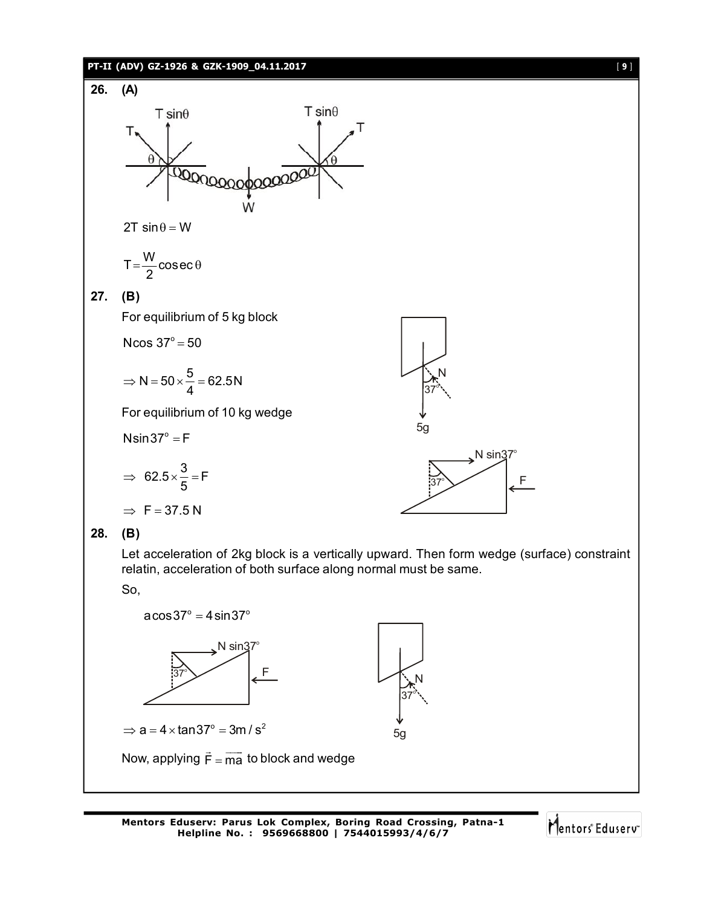**26.** **(A)**

$$2T\sin\theta = W$$

$$T = \frac{W}{2}\text{cosec}\,\theta$$

**27.** **(B)**

For equilibrium of 5 kg block

$$N\cos 37^\circ = 50$$

$$\Rightarrow N = 50 \times \frac{5}{4} = 62.5\text{N}$$

For equilibrium of 10 kg wedge

$$N\sin 37^\circ = F$$

$$\Rightarrow \; 62.5 \times \frac{3}{5} = F$$

$$\Rightarrow \; F = 37.5\text{ N}$$

**28.** **(B)**

Let acceleration of 2kg block is a vertically upward. Then form wedge (surface) constraint relatin, acceleration of both surface along normal must be same.

So,

$$a\cos 37^\circ = 4\sin 37^\circ$$

$$\Rightarrow a = 4 \times \tan 37^\circ = 3\text{m/s}^2$$

Now, applying $\vec{F} = \overrightarrow{ma}$ to block and wedge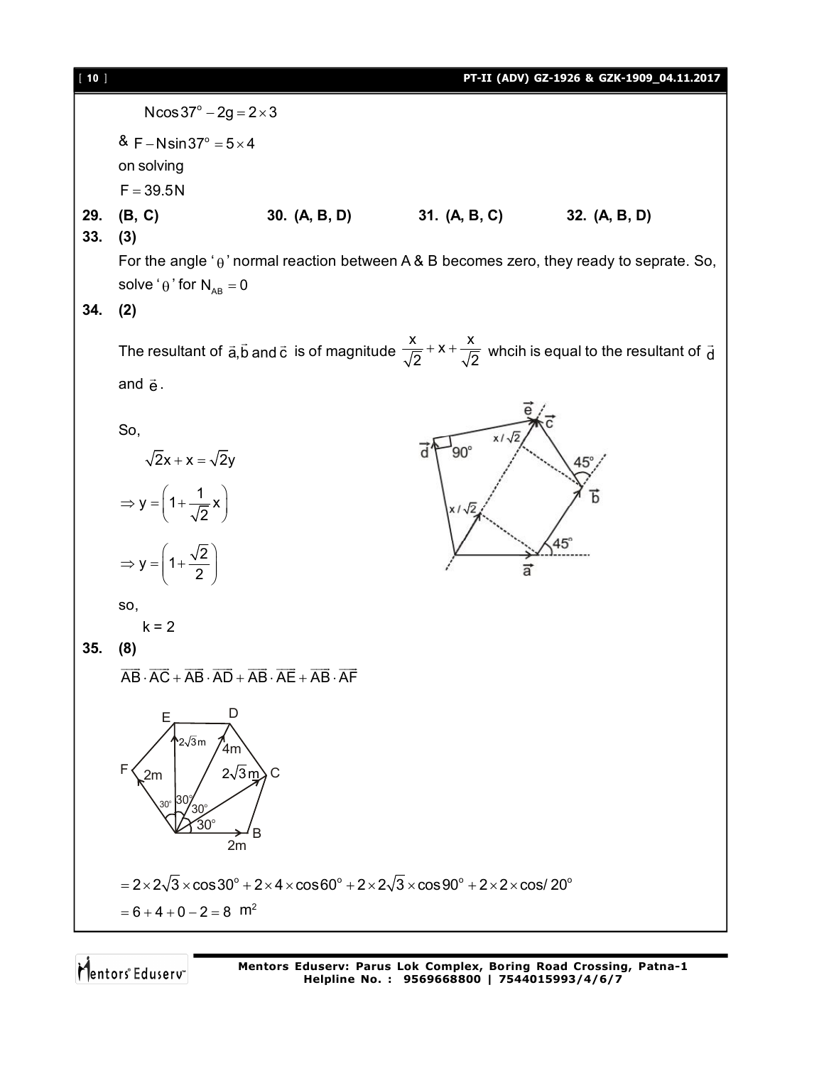$N\cos 37^\circ - 2g = 2 \times 3$

& $F - N\sin 37^\circ = 5 \times 4$

on solving

$F = 39.5\text{N}$

**29.** **(B, C)** **30.** **(A, B, D)** **31.** **(A, B, C)** **32.** **(A, B, D)**

**33.** **(3)**

For the angle '$\theta$' normal reaction between A & B becomes zero, they ready to seprate. So, solve '$\theta$' for $N_{AB} = 0$

**34.** **(2)**

The resultant of $\vec{a}, \vec{b}$ and $\vec{c}$ is of magnitude $\frac{x}{\sqrt{2}} + x + \frac{x}{\sqrt{2}}$ whcih is equal to the resultant of $\vec{d}$ and $\vec{e}$.

So,

$$\sqrt{2}x + x = \sqrt{2}y$$

$$\Rightarrow y = \left(1 + \frac{1}{\sqrt{2}}x\right)$$

$$\Rightarrow y = \left(1 + \frac{\sqrt{2}}{2}\right)$$

so,

k = 2

**35.** **(8)**

$\overline{AB} \cdot \overline{AC} + \overline{AB} \cdot \overline{AD} + \overline{AB} \cdot \overline{AE} + \overline{AB} \cdot \overline{AF}$

$= 2 \times 2\sqrt{3} \times \cos 30^\circ + 2 \times 4 \times \cos 60^\circ + 2 \times 2\sqrt{3} \times \cos 90^\circ + 2 \times 2 \times \cos/20^\circ$

$= 6 + 4 + 0 - 2 = 8$ m$^2$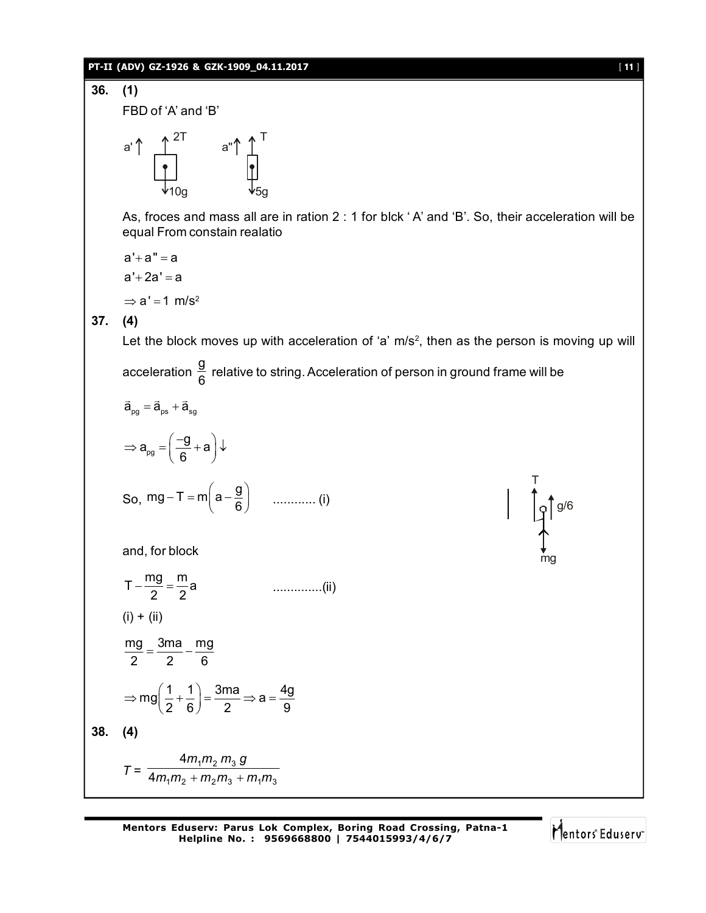**36. (1)**

FBD of 'A' and 'B'

a' ↑ ↑ 2T &nbsp;&nbsp;&nbsp;&nbsp; a" ↑ ↑ T

↓10g &nbsp;&nbsp;&nbsp;&nbsp; ↓5g

As, froces and mass all are in ration 2 : 1 for blck ' A' and 'B'. So, their acceleration will be equal From constain realatio

$$a' + a'' = a$$

$$a' + 2a' = a$$

$$\Rightarrow a' = 1 \text{ m/s}^2$$

**37. (4)**

Let the block moves up with acceleration of 'a' m/s$^2$, then as the person is moving up will acceleration $\frac{g}{6}$ relative to string. Acceleration of person in ground frame will be

$$\vec{a}_{pg} = \vec{a}_{ps} + \vec{a}_{sg}$$

$$\Rightarrow a_{pg} = \left(\frac{-g}{6} + a\right)\downarrow$$

T

g/6

mg

So, $mg - T = m\left(a - \frac{g}{6}\right)$ ............ (i)

and, for block

$T - \frac{mg}{2} = \frac{m}{2}a$ ..............(ii)

(i) + (ii)

$$\frac{mg}{2} = \frac{3ma}{2} - \frac{mg}{6}$$

$$\Rightarrow mg\left(\frac{1}{2} + \frac{1}{6}\right) = \frac{3ma}{2} \Rightarrow a = \frac{4g}{9}$$

**38. (4)**

$$T = \frac{4m_1m_2\,m_3\,g}{4m_1m_2 + m_2m_3 + m_1m_3}$$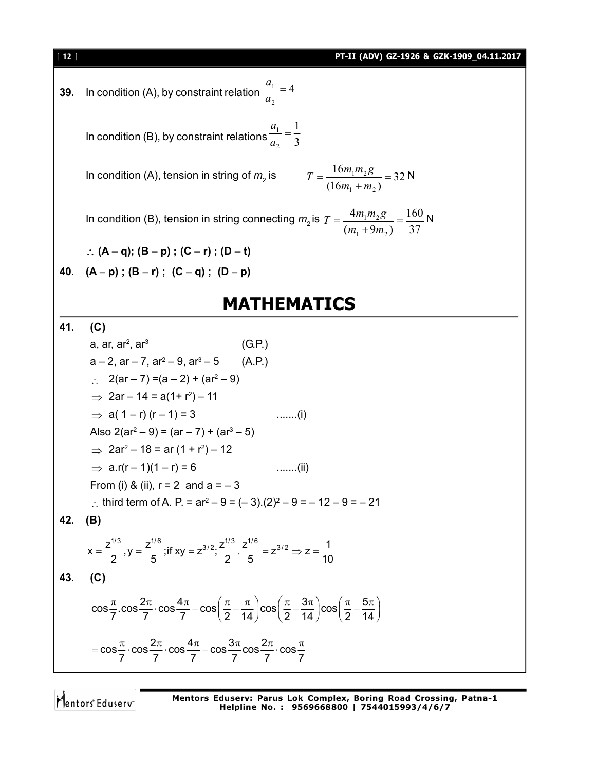**39.** In condition (A), by constraint relation $\frac{a_1}{a_2} = 4$

In condition (B), by constraint relations $\frac{a_1}{a_2} = \frac{1}{3}$

In condition (A), tension in string of $m_2$ is $T = \frac{16m_1m_2g}{(16m_1 + m_2)} = 32$ N

In condition (B), tension in string connecting $m_2$ is $T = \frac{4m_1m_2g}{(m_1 + 9m_2)} = \frac{160}{37}$ N

$\therefore$ **(A – q); (B – p) ; (C – r) ; (D – t)**

**40.** **(A – p) ; (B – r) ; (C – q) ; (D – p)**

# MATHEMATICS

**41.** **(C)**

$a, ar, ar^2, ar^3$ (G.P.)

$a - 2, ar - 7, ar^2 - 9, ar^3 - 5$ (A.P.)

$\therefore\ 2(ar - 7) = (a - 2) + (ar^2 - 9)$

$\Rightarrow\ 2ar - 14 = a(1 + r^2) - 11$

$\Rightarrow\ a(1 - r)(r - 1) = 3$ .......(i)

Also $2(ar^2 - 9) = (ar - 7) + (ar^3 - 5)$

$\Rightarrow\ 2ar^2 - 18 = ar(1 + r^2) - 12$

$\Rightarrow\ a.r(r - 1)(1 - r) = 6$ .......(ii)

From (i) & (ii), $r = 2$ and $a = -3$

$\therefore$ third term of A. P. $= ar^2 - 9 = (-3).(2)^2 - 9 = -12 - 9 = -21$

**42.** **(B)**

$$x = \frac{z^{1/3}}{2}, y = \frac{z^{1/6}}{5}; \text{if } xy = z^{3/2}; \frac{z^{1/3}}{2}.\frac{z^{1/6}}{5} = z^{3/2} \Rightarrow z = \frac{1}{10}$$

**43.** **(C)**

$$\cos\frac{\pi}{7}.\cos\frac{2\pi}{7}\cdot\cos\frac{4\pi}{7} - \cos\left(\frac{\pi}{2} - \frac{\pi}{14}\right)\cos\left(\frac{\pi}{2} - \frac{3\pi}{14}\right)\cos\left(\frac{\pi}{2} - \frac{5\pi}{14}\right)$$

$$= \cos\frac{\pi}{7}\cdot\cos\frac{2\pi}{7}\cdot\cos\frac{4\pi}{7} - \cos\frac{3\pi}{7}\cos\frac{2\pi}{7}\cdot\cos\frac{\pi}{7}$$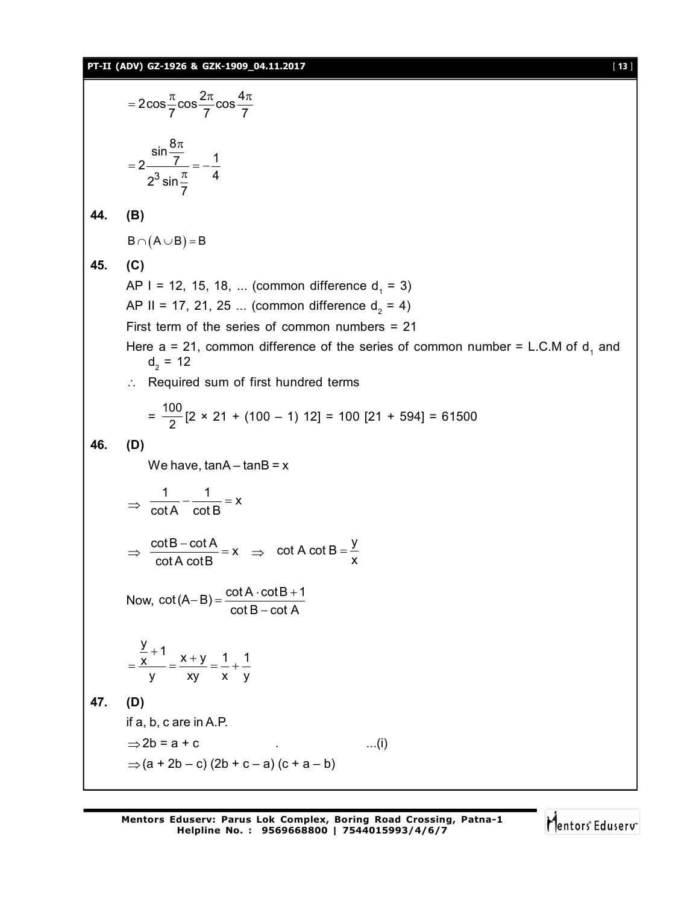$$= 2\cos\frac{\pi}{7}\cos\frac{2\pi}{7}\cos\frac{4\pi}{7}$$

$$= 2\frac{\sin\frac{8\pi}{7}}{2^3 \sin\frac{\pi}{7}} = -\frac{1}{4}$$

**44. (B)**

$B \cap (A \cup B) = B$

**45. (C)**

AP I = 12, 15, 18, ... (common difference $d_1$ = 3)

AP II = 17, 21, 25 ... (common difference $d_2$ = 4)

First term of the series of common numbers = 21

Here a = 21, common difference of the series of common number = L.C.M of $d_1$ and $d_2$ = 12

$\therefore$ Required sum of first hundred terms

$$= \frac{100}{2}[2 \times 21 + (100 - 1)\, 12] = 100\,[21 + 594] = 61500$$

**46. (D)**

We have, $\tan A - \tan B = x$

$$\Rightarrow \frac{1}{\cot A} - \frac{1}{\cot B} = x$$

$$\Rightarrow \frac{\cot B - \cot A}{\cot A \cot B} = x \quad \Rightarrow \quad \cot A \cot B = \frac{y}{x}$$

Now, $\cot(A - B) = \dfrac{\cot A \cdot \cot B + 1}{\cot B - \cot A}$

$$= \frac{\frac{y}{x} + 1}{y} = \frac{x + y}{xy} = \frac{1}{x} + \frac{1}{y}$$

**47. (D)**

if a, b, c are in A.P.

$\Rightarrow 2b = a + c$ ...(i)

$\Rightarrow (a + 2b - c)\,(2b + c - a)\,(c + a - b)$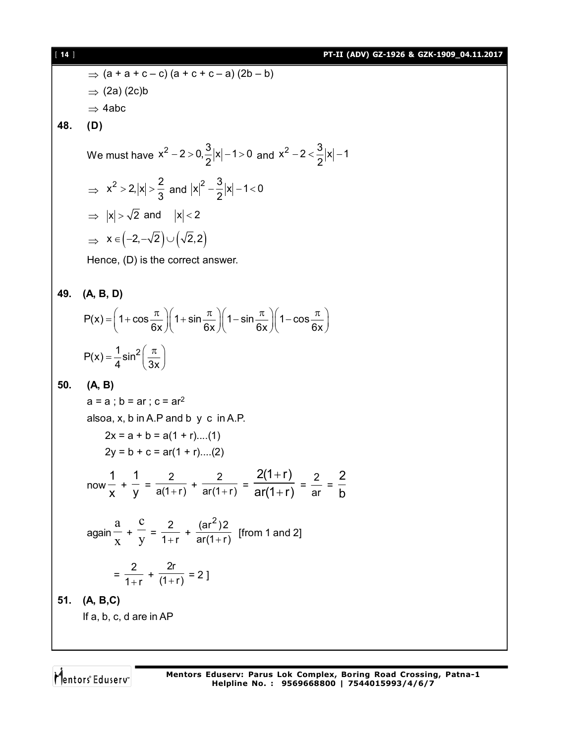$\Rightarrow$ (a + a + c – c) (a + c + c – a) (2b – b)

$\Rightarrow$ (2a) (2c)b

$\Rightarrow$ 4abc

**48. (D)**

We must have $x^2 - 2 > 0, \frac{3}{2}|x| - 1 > 0$ and $x^2 - 2 < \frac{3}{2}|x| - 1$

$\Rightarrow \; x^2 > 2, |x| > \frac{2}{3}$ and $|x|^2 - \frac{3}{2}|x| - 1 < 0$

$\Rightarrow \; |x| > \sqrt{2}$ and $\; |x| < 2$

$\Rightarrow \; x \in \left(-2, -\sqrt{2}\right) \cup \left(\sqrt{2}, 2\right)$

Hence, (D) is the correct answer.

**49. (A, B, D)**

$$P(x) = \left(1 + \cos\frac{\pi}{6x}\right)\left(1 + \sin\frac{\pi}{6x}\right)\left(1 - \sin\frac{\pi}{6x}\right)\left(1 - \cos\frac{\pi}{6x}\right)$$

$$P(x) = \frac{1}{4}\sin^2\left(\frac{\pi}{3x}\right)$$

**50. (A, B)**

a = a ; b = ar ; c = $ar^2$

alsoa, x, b in A.P and b y c in A.P.

$2x = a + b = a(1 + r)$....(1)

$2y = b + c = ar(1 + r)$....(2)

now $\frac{1}{x} + \frac{1}{y} = \frac{2}{a(1+r)} + \frac{2}{ar(1+r)} = \frac{2(1+r)}{ar(1+r)} = \frac{2}{ar} = \frac{2}{b}$

again $\frac{a}{x} + \frac{c}{y} = \frac{2}{1+r} + \frac{(ar^2)2}{ar(1+r)}$ [from 1 and 2]

$= \frac{2}{1+r} + \frac{2r}{(1+r)} = 2$ ]

**51. (A, B,C)**

If a, b, c, d are in AP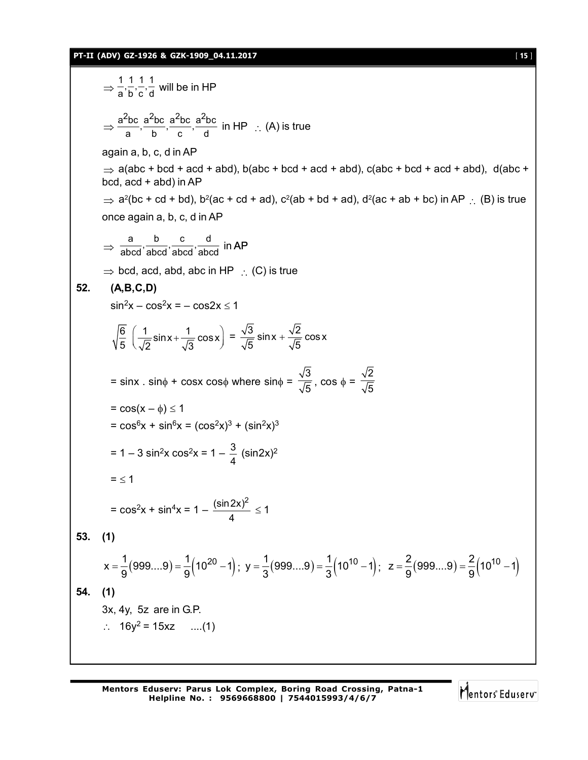$\Rightarrow \frac{1}{a}, \frac{1}{b}, \frac{1}{c}, \frac{1}{d}$ will be in HP

$\Rightarrow \frac{a^2bc}{a}, \frac{a^2bc}{b}, \frac{a^2bc}{c}, \frac{a^2bc}{d}$ in HP $\therefore$ (A) is true

again a, b, c, d in AP

$\Rightarrow$ a(abc + bcd + acd + abd), b(abc + bcd + acd + abd), c(abc + bcd + acd + abd), d(abc + bcd, acd + abd) in AP

$\Rightarrow a^2(bc + cd + bd), b^2(ac + cd + ad), c^2(ab + bd + ad), d^2(ac + ab + bc)$ in AP $\therefore$ (B) is true

once again a, b, c, d in AP

$\Rightarrow \frac{a}{abcd}, \frac{b}{abcd}, \frac{c}{abcd}, \frac{d}{abcd}$ in AP

$\Rightarrow$ bcd, acd, abd, abc in HP $\therefore$ (C) is true

**52. (A,B,C,D)**

$\sin^2x - \cos^2x = -\cos 2x \leq 1$

$\sqrt{\frac{6}{5}}\left(\frac{1}{\sqrt{2}}\sin x + \frac{1}{\sqrt{3}}\cos x\right) = \frac{\sqrt{3}}{\sqrt{5}}\sin x + \frac{\sqrt{2}}{\sqrt{5}}\cos x$

$= \sin x \cdot \sin\phi + \cos x \cos\phi$ where $\sin\phi = \frac{\sqrt{3}}{\sqrt{5}}$, $\cos\phi = \frac{\sqrt{2}}{\sqrt{5}}$

$= \cos(x - \phi) \leq 1$

$= \cos^6x + \sin^6x = (\cos^2x)^3 + (\sin^2x)^3$

$= 1 - 3\sin^2x\cos^2x = 1 - \frac{3}{4}(\sin 2x)^2$

$= \leq 1$

$= \cos^2x + \sin^4x = 1 - \frac{(\sin 2x)^2}{4} \leq 1$

**53. (1)**

$x = \frac{1}{9}(999....9) = \frac{1}{9}\left(10^{20} - 1\right)$; $y = \frac{1}{3}(999....9) = \frac{1}{3}\left(10^{10} - 1\right)$; $z = \frac{2}{9}(999....9) = \frac{2}{9}\left(10^{10} - 1\right)$

**54. (1)**

3x, 4y, 5z are in G.P.

$\therefore\ 16y^2 = 15xz$ ....(1)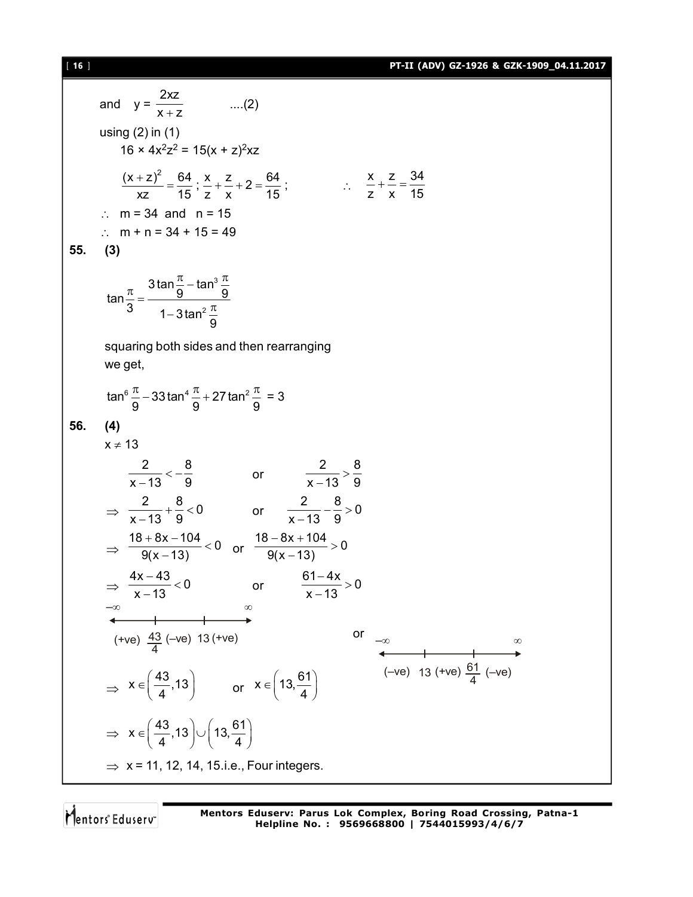and $\quad y = \dfrac{2xz}{x+z}$ ....(2)

using (2) in (1)

$16 \times 4x^2z^2 = 15(x+z)^2xz$

$\dfrac{(x+z)^2}{xz} = \dfrac{64}{15}$ ; $\dfrac{x}{z} + \dfrac{z}{x} + 2 = \dfrac{64}{15}$ ; $\quad \therefore \quad \dfrac{x}{z} + \dfrac{z}{x} = \dfrac{34}{15}$

$\therefore$ m = 34 and n = 15

$\therefore$ m + n = 34 + 15 = 49

**55. (3)**

$$\tan\frac{\pi}{3} = \frac{3\tan\frac{\pi}{9} - \tan^3\frac{\pi}{9}}{1 - 3\tan^2\frac{\pi}{9}}$$

squaring both sides and then rearranging we get,

$$\tan^6\frac{\pi}{9} - 33\tan^4\frac{\pi}{9} + 27\tan^2\frac{\pi}{9} = 3$$

**56. (4)**

$x \neq 13$

$\dfrac{2}{x-13} < -\dfrac{8}{9}$ or $\dfrac{2}{x-13} > \dfrac{8}{9}$

$\Rightarrow \dfrac{2}{x-13} + \dfrac{8}{9} < 0$ or $\dfrac{2}{x-13} - \dfrac{8}{9} > 0$

$\Rightarrow \dfrac{18 + 8x - 104}{9(x-13)} < 0$ or $\dfrac{18 - 8x + 104}{9(x-13)} > 0$

$\Rightarrow \dfrac{4x - 43}{x-13} < 0$ or $\dfrac{61 - 4x}{x-13} > 0$

$-\infty$ (+ve) $\frac{43}{4}$ (–ve) 13 (+ve) $\infty$ or $-\infty$ (–ve) 13 (+ve) $\frac{61}{4}$ (–ve) $\infty$

$\Rightarrow x \in \left(\dfrac{43}{4}, 13\right)$ or $x \in \left(13, \dfrac{61}{4}\right)$

$\Rightarrow x \in \left(\dfrac{43}{4}, 13\right) \cup \left(13, \dfrac{61}{4}\right)$

$\Rightarrow$ x = 11, 12, 14, 15.i.e., Four integers.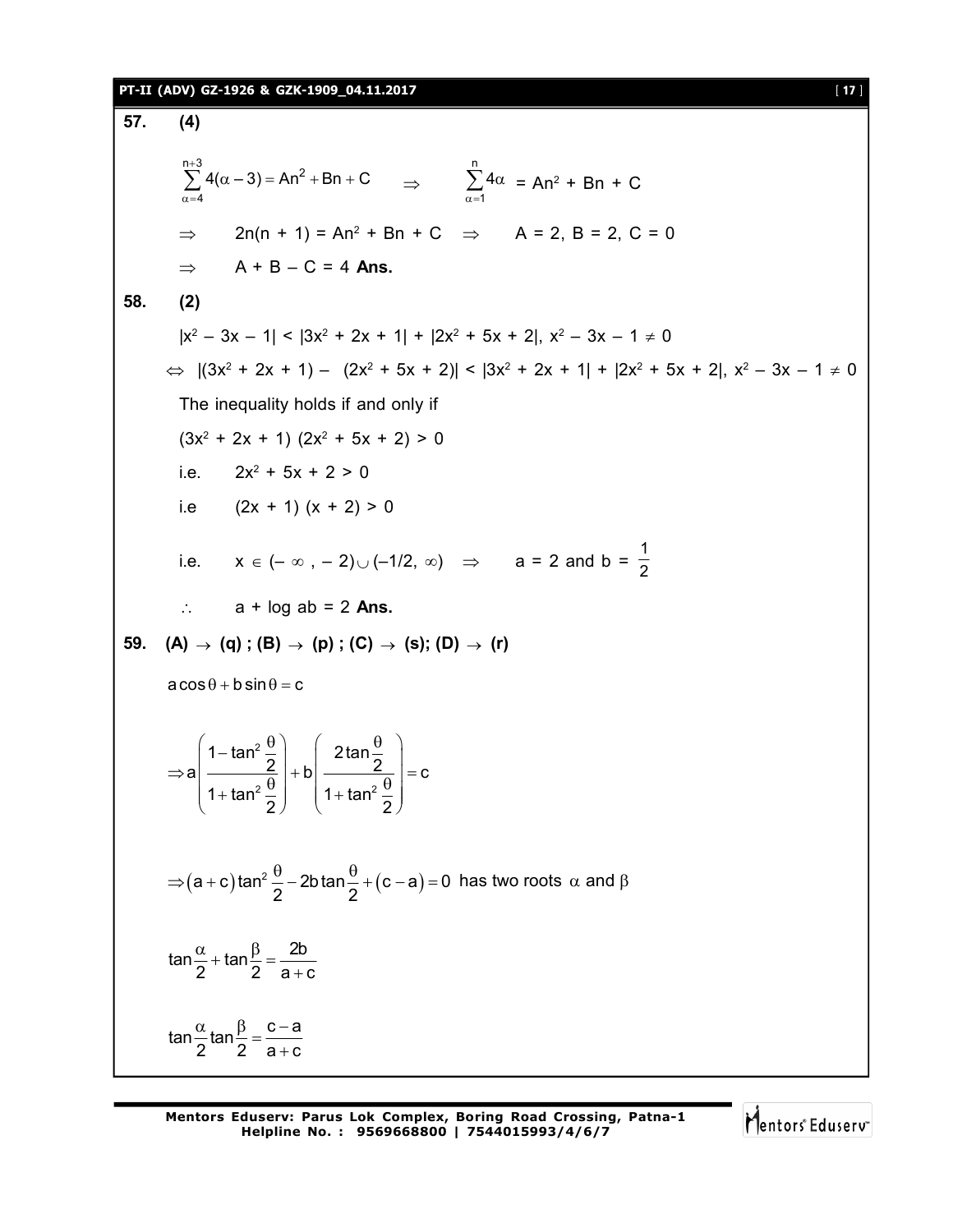**57. (4)**

$$\sum_{\alpha=4}^{n+3} 4(\alpha - 3) = An^2 + Bn + C \quad \Rightarrow \quad \sum_{\alpha=1}^{n} 4\alpha = An^2 + Bn + C$$

$\Rightarrow \quad 2n(n + 1) = An^2 + Bn + C \quad \Rightarrow \quad A = 2,\ B = 2,\ C = 0$

$\Rightarrow \quad A + B - C = 4$ **Ans.**

**58. (2)**

$|x^2 - 3x - 1| < |3x^2 + 2x + 1| + |2x^2 + 5x + 2|,\ x^2 - 3x - 1 \neq 0$

$\Leftrightarrow \ |(3x^2 + 2x + 1) - (2x^2 + 5x + 2)| < |3x^2 + 2x + 1| + |2x^2 + 5x + 2|,\ x^2 - 3x - 1 \neq 0$

The inequality holds if and only if

$(3x^2 + 2x + 1)(2x^2 + 5x + 2) > 0$

i.e. $\quad 2x^2 + 5x + 2 > 0$

i.e $\quad (2x + 1)(x + 2) > 0$

i.e. $\quad x \in (-\infty, -2) \cup (-1/2, \infty) \quad \Rightarrow \quad a = 2$ and $b = \dfrac{1}{2}$

$\therefore \quad a + \log ab = 2$ **Ans.**

**59. (A) → (q) ; (B) → (p) ; (C) → (s); (D) → (r)**

$a\cos\theta + b\sin\theta = c$

$$\Rightarrow a\left(\frac{1 - \tan^2\frac{\theta}{2}}{1 + \tan^2\frac{\theta}{2}}\right) + b\left(\frac{2\tan\frac{\theta}{2}}{1 + \tan^2\frac{\theta}{2}}\right) = c$$

$\Rightarrow (a + c)\tan^2\dfrac{\theta}{2} - 2b\tan\dfrac{\theta}{2} + (c - a) = 0$ has two roots $\alpha$ and $\beta$

$$\tan\frac{\alpha}{2} + \tan\frac{\beta}{2} = \frac{2b}{a + c}$$

$$\tan\frac{\alpha}{2}\tan\frac{\beta}{2} = \frac{c - a}{a + c}$$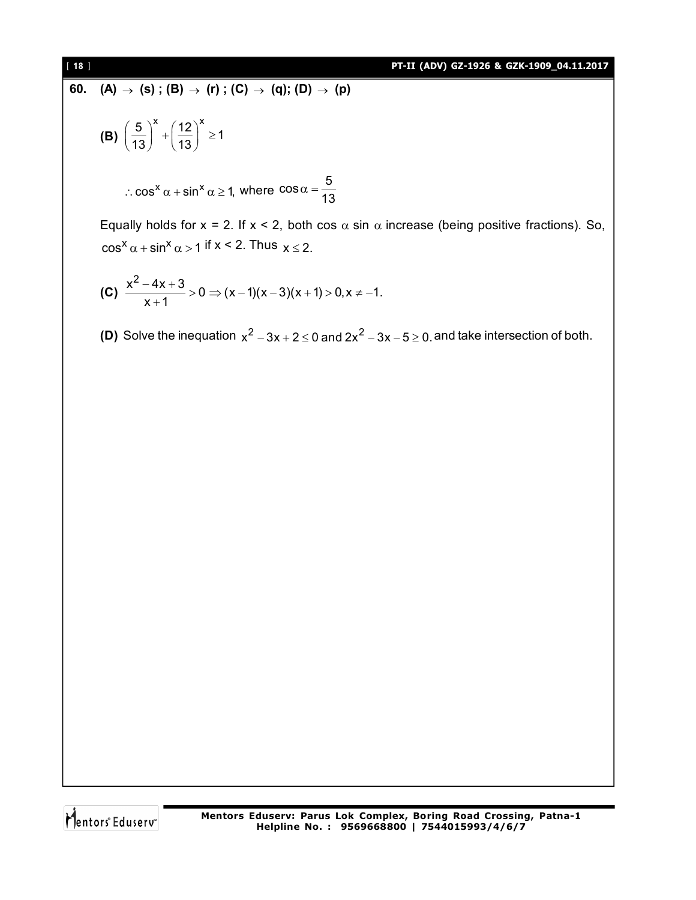**60.** **(A)** $\rightarrow$ **(s) ; (B)** $\rightarrow$ **(r) ; (C)** $\rightarrow$ **(q); (D)** $\rightarrow$ **(p)**

**(B)** $\left(\frac{5}{13}\right)^x + \left(\frac{12}{13}\right)^x \geq 1$

$\therefore \cos^x \alpha + \sin^x \alpha \geq 1$, where $\cos\alpha = \frac{5}{13}$

Equally holds for x = 2. If x < 2, both cos $\alpha$ sin $\alpha$ increase (being positive fractions). So, $\cos^x \alpha + \sin^x \alpha > 1$ if x < 2. Thus $x \leq 2$.

**(C)** $\frac{x^2 - 4x + 3}{x+1} > 0 \Rightarrow (x-1)(x-3)(x+1) > 0, x \neq -1.$

**(D)** Solve the inequation $x^2 - 3x + 2 \leq 0$ and $2x^2 - 3x - 5 \geq 0$. and take intersection of both.